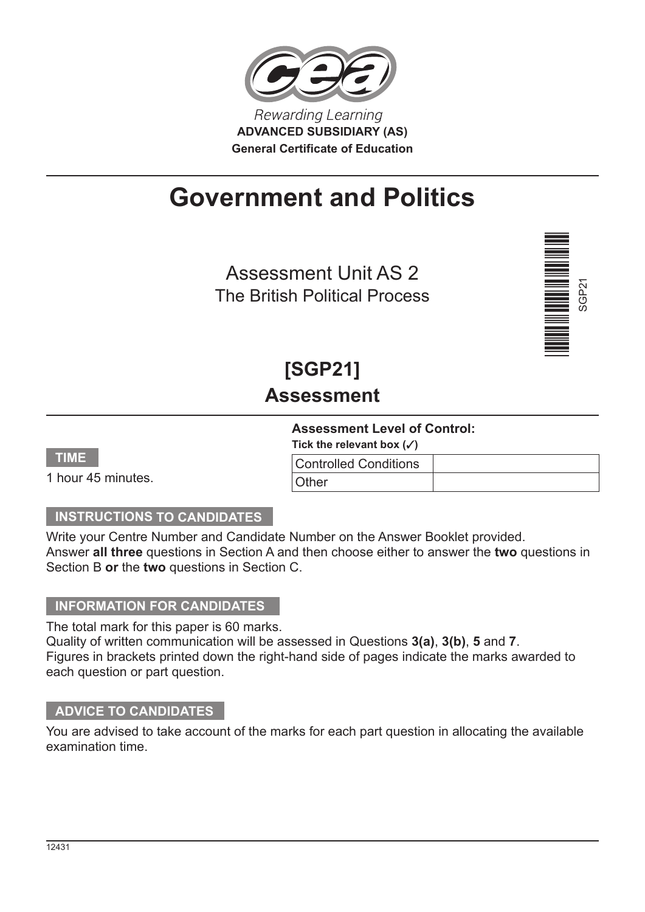Rewarding Learning

**ADVANCED SUBSIDIARY (AS)**

**General Certificate of Education**

# Government and Politics

## Assessment Unit AS 2
The British Political Process

SGP21

## [SGP21]
## Assessment

**Assessment Level of Control:**
**Tick the relevant box (✓)**

| Controlled Conditions | |
| --- | --- |
| Other | |

**TIME**

1 hour 45 minutes.

**INSTRUCTIONS TO CANDIDATES**

Write your Centre Number and Candidate Number on the Answer Booklet provided.
Answer **all three** questions in Section A and then choose either to answer the **two** questions in Section B **or** the **two** questions in Section C.

**INFORMATION FOR CANDIDATES**

The total mark for this paper is 60 marks.
Quality of written communication will be assessed in Questions **3(a)**, **3(b)**, **5** and **7**.
Figures in brackets printed down the right-hand side of pages indicate the marks awarded to each question or part question.

**ADVICE TO CANDIDATES**

You are advised to take account of the marks for each part question in allocating the available examination time.

12431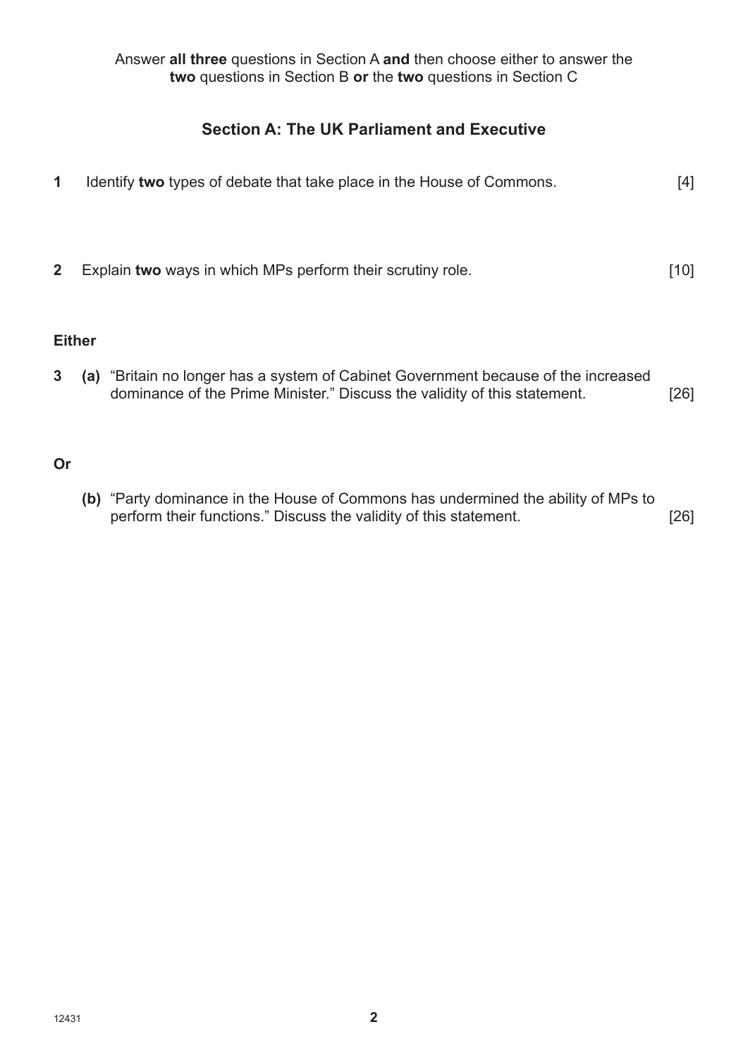Answer **all three** questions in Section A **and** then choose either to answer the **two** questions in Section B **or** the **two** questions in Section C

## Section A: The UK Parliament and Executive

**1** Identify **two** types of debate that take place in the House of Commons. [4]

**2** Explain **two** ways in which MPs perform their scrutiny role. [10]

**Either**

**3** **(a)** "Britain no longer has a system of Cabinet Government because of the increased dominance of the Prime Minister." Discuss the validity of this statement. [26]

**Or**

**(b)** "Party dominance in the House of Commons has undermined the ability of MPs to perform their functions." Discuss the validity of this statement. [26]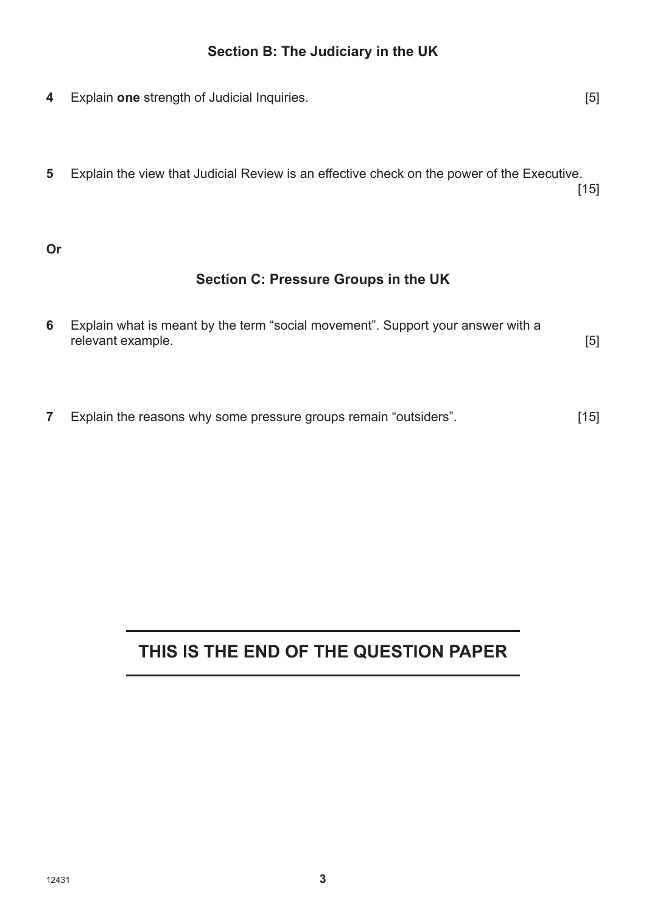## Section B: The Judiciary in the UK

**4** Explain **one** strength of Judicial Inquiries. [5]

**5** Explain the view that Judicial Review is an effective check on the power of the Executive. [15]

**Or**

## Section C: Pressure Groups in the UK

**6** Explain what is meant by the term "social movement". Support your answer with a relevant example. [5]

**7** Explain the reasons why some pressure groups remain "outsiders". [15]

**THIS IS THE END OF THE QUESTION PAPER**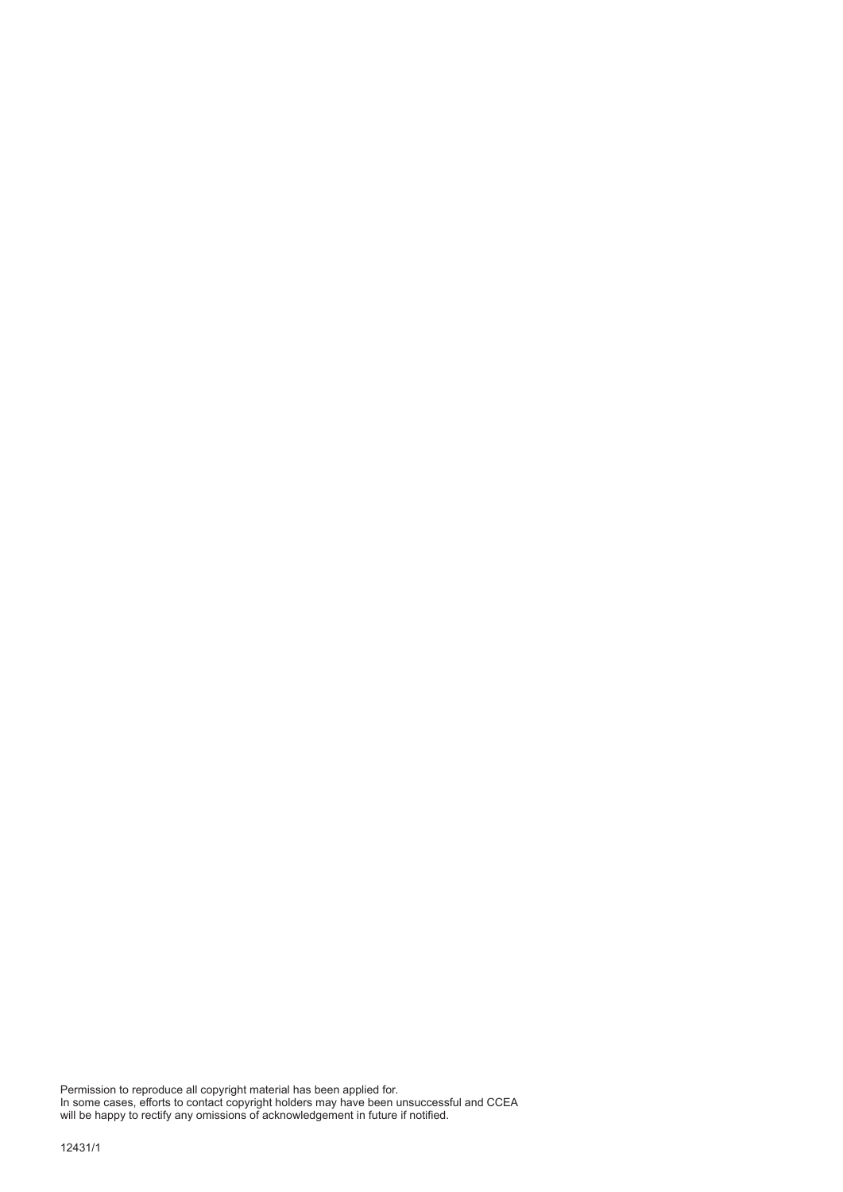Permission to reproduce all copyright material has been applied for.
In some cases, efforts to contact copyright holders may have been unsuccessful and CCEA will be happy to rectify any omissions of acknowledgement in future if notified.

12431/1